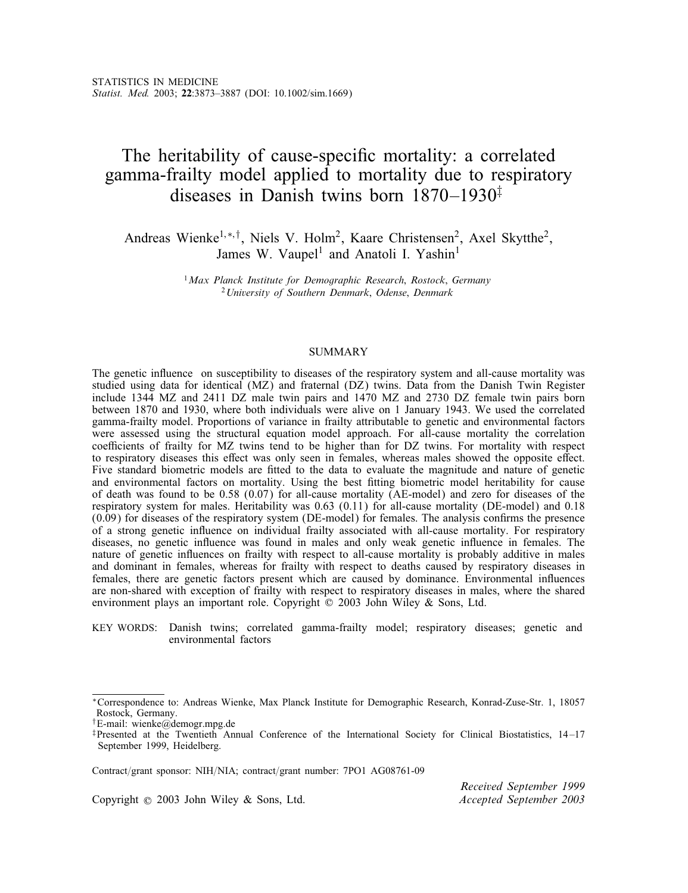STATISTICS IN MEDICINE
*Statist. Med.* 2003; **22**:3873–3887 (DOI: 10.1002/sim.1669)

# The heritability of cause-specific mortality: a correlated gamma-frailty model applied to mortality due to respiratory diseases in Danish twins born 1870–1930[‡]

Andreas Wienke[1,*,†], Niels V. Holm[2], Kaare Christensen[2], Axel Skytthe[2], James W. Vaupel[1] and Anatoli I. Yashin[1]

[1] *Max Planck Institute for Demographic Research, Rostock, Germany*
[2] *University of Southern Denmark, Odense, Denmark*

## SUMMARY

The genetic influence on susceptibility to diseases of the respiratory system and all-cause mortality was studied using data for identical (MZ) and fraternal (DZ) twins. Data from the Danish Twin Register include 1344 MZ and 2411 DZ male twin pairs and 1470 MZ and 2730 DZ female twin pairs born between 1870 and 1930, where both individuals were alive on 1 January 1943. We used the correlated gamma-frailty model. Proportions of variance in frailty attributable to genetic and environmental factors were assessed using the structural equation model approach. For all-cause mortality the correlation coefficients of frailty for MZ twins tend to be higher than for DZ twins. For mortality with respect to respiratory diseases this effect was only seen in females, whereas males showed the opposite effect. Five standard biometric models are fitted to the data to evaluate the magnitude and nature of genetic and environmental factors on mortality. Using the best fitting biometric model heritability for cause of death was found to be 0.58 (0.07) for all-cause mortality (AE-model) and zero for diseases of the respiratory system for males. Heritability was 0.63 (0.11) for all-cause mortality (DE-model) and 0.18 (0.09) for diseases of the respiratory system (DE-model) for females. The analysis confirms the presence of a strong genetic influence on individual frailty associated with all-cause mortality. For respiratory diseases, no genetic influence was found in males and only weak genetic influence in females. The nature of genetic influences on frailty with respect to all-cause mortality is probably additive in males and dominant in females, whereas for frailty with respect to deaths caused by respiratory diseases in females, there are genetic factors present which are caused by dominance. Environmental influences are non-shared with exception of frailty with respect to respiratory diseases in males, where the shared environment plays an important role. Copyright © 2003 John Wiley & Sons, Ltd.

KEY WORDS: Danish twins; correlated gamma-frailty model; respiratory diseases; genetic and environmental factors

---

*Correspondence to: Andreas Wienke, Max Planck Institute for Demographic Research, Konrad-Zuse-Str. 1, 18057 Rostock, Germany.
†E-mail: wienke@demogr.mpg.de
‡Presented at the Twentieth Annual Conference of the International Society for Clinical Biostatistics, 14–17 September 1999, Heidelberg.

Contract/grant sponsor: NIH/NIA; contract/grant number: 7PO1 AG08761-09

Copyright © 2003 John Wiley & Sons, Ltd.

*Received September 1999*
*Accepted September 2003*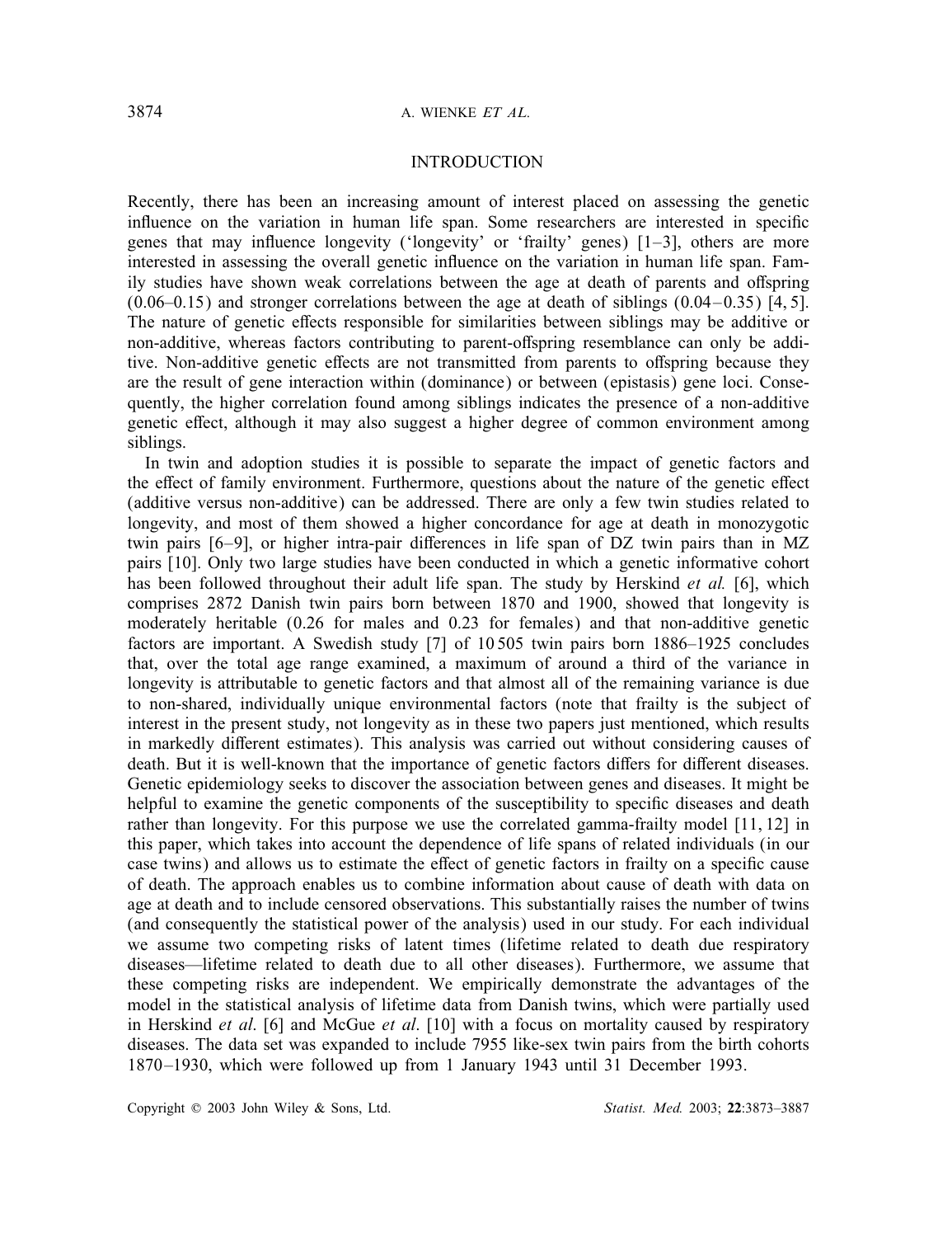## INTRODUCTION

Recently, there has been an increasing amount of interest placed on assessing the genetic influence on the variation in human life span. Some researchers are interested in specific genes that may influence longevity ('longevity' or 'frailty' genes) [1–3], others are more interested in assessing the overall genetic influence on the variation in human life span. Family studies have shown weak correlations between the age at death of parents and offspring (0.06–0.15) and stronger correlations between the age at death of siblings (0.04–0.35) [4, 5]. The nature of genetic effects responsible for similarities between siblings may be additive or non-additive, whereas factors contributing to parent-offspring resemblance can only be additive. Non-additive genetic effects are not transmitted from parents to offspring because they are the result of gene interaction within (dominance) or between (epistasis) gene loci. Consequently, the higher correlation found among siblings indicates the presence of a non-additive genetic effect, although it may also suggest a higher degree of common environment among siblings.

In twin and adoption studies it is possible to separate the impact of genetic factors and the effect of family environment. Furthermore, questions about the nature of the genetic effect (additive versus non-additive) can be addressed. There are only a few twin studies related to longevity, and most of them showed a higher concordance for age at death in monozygotic twin pairs [6–9], or higher intra-pair differences in life span of DZ twin pairs than in MZ pairs [10]. Only two large studies have been conducted in which a genetic informative cohort has been followed throughout their adult life span. The study by Herskind *et al.* [6], which comprises 2872 Danish twin pairs born between 1870 and 1900, showed that longevity is moderately heritable (0.26 for males and 0.23 for females) and that non-additive genetic factors are important. A Swedish study [7] of 10 505 twin pairs born 1886–1925 concludes that, over the total age range examined, a maximum of around a third of the variance in longevity is attributable to genetic factors and that almost all of the remaining variance is due to non-shared, individually unique environmental factors (note that frailty is the subject of interest in the present study, not longevity as in these two papers just mentioned, which results in markedly different estimates). This analysis was carried out without considering causes of death. But it is well-known that the importance of genetic factors differs for different diseases. Genetic epidemiology seeks to discover the association between genes and diseases. It might be helpful to examine the genetic components of the susceptibility to specific diseases and death rather than longevity. For this purpose we use the correlated gamma-frailty model [11, 12] in this paper, which takes into account the dependence of life spans of related individuals (in our case twins) and allows us to estimate the effect of genetic factors in frailty on a specific cause of death. The approach enables us to combine information about cause of death with data on age at death and to include censored observations. This substantially raises the number of twins (and consequently the statistical power of the analysis) used in our study. For each individual we assume two competing risks of latent times (lifetime related to death due respiratory diseases—lifetime related to death due to all other diseases). Furthermore, we assume that these competing risks are independent. We empirically demonstrate the advantages of the model in the statistical analysis of lifetime data from Danish twins, which were partially used in Herskind *et al*. [6] and McGue *et al*. [10] with a focus on mortality caused by respiratory diseases. The data set was expanded to include 7955 like-sex twin pairs from the birth cohorts 1870–1930, which were followed up from 1 January 1943 until 31 December 1993.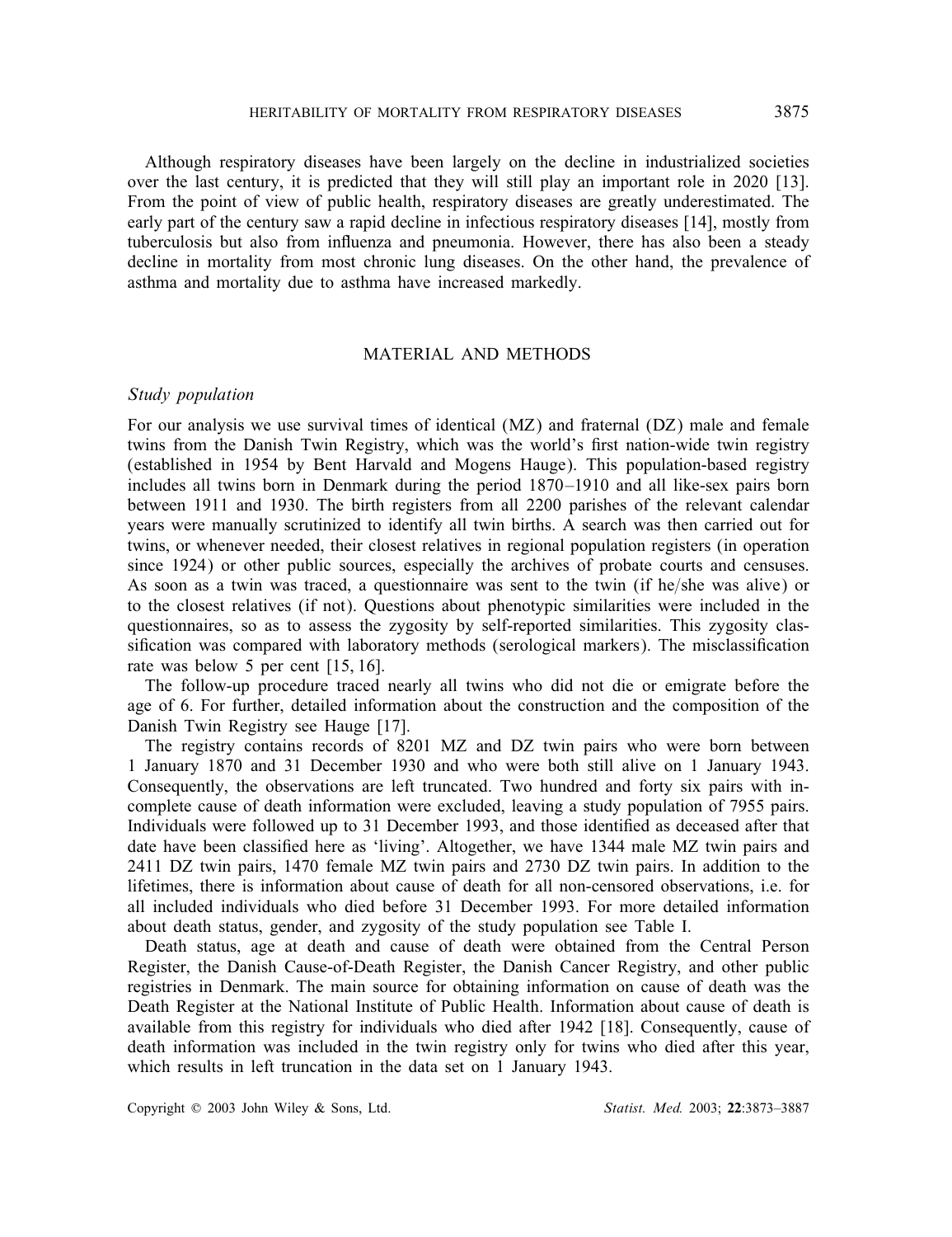Although respiratory diseases have been largely on the decline in industrialized societies over the last century, it is predicted that they will still play an important role in 2020 [13]. From the point of view of public health, respiratory diseases are greatly underestimated. The early part of the century saw a rapid decline in infectious respiratory diseases [14], mostly from tuberculosis but also from influenza and pneumonia. However, there has also been a steady decline in mortality from most chronic lung diseases. On the other hand, the prevalence of asthma and mortality due to asthma have increased markedly.

## MATERIAL AND METHODS

### *Study population*

For our analysis we use survival times of identical (MZ) and fraternal (DZ) male and female twins from the Danish Twin Registry, which was the world's first nation-wide twin registry (established in 1954 by Bent Harvald and Mogens Hauge). This population-based registry includes all twins born in Denmark during the period 1870–1910 and all like-sex pairs born between 1911 and 1930. The birth registers from all 2200 parishes of the relevant calendar years were manually scrutinized to identify all twin births. A search was then carried out for twins, or whenever needed, their closest relatives in regional population registers (in operation since 1924) or other public sources, especially the archives of probate courts and censuses. As soon as a twin was traced, a questionnaire was sent to the twin (if he/she was alive) or to the closest relatives (if not). Questions about phenotypic similarities were included in the questionnaires, so as to assess the zygosity by self-reported similarities. This zygosity classification was compared with laboratory methods (serological markers). The misclassification rate was below 5 per cent [15, 16].

The follow-up procedure traced nearly all twins who did not die or emigrate before the age of 6. For further, detailed information about the construction and the composition of the Danish Twin Registry see Hauge [17].

The registry contains records of 8201 MZ and DZ twin pairs who were born between 1 January 1870 and 31 December 1930 and who were both still alive on 1 January 1943. Consequently, the observations are left truncated. Two hundred and forty six pairs with incomplete cause of death information were excluded, leaving a study population of 7955 pairs. Individuals were followed up to 31 December 1993, and those identified as deceased after that date have been classified here as 'living'. Altogether, we have 1344 male MZ twin pairs and 2411 DZ twin pairs, 1470 female MZ twin pairs and 2730 DZ twin pairs. In addition to the lifetimes, there is information about cause of death for all non-censored observations, i.e. for all included individuals who died before 31 December 1993. For more detailed information about death status, gender, and zygosity of the study population see Table I.

Death status, age at death and cause of death were obtained from the Central Person Register, the Danish Cause-of-Death Register, the Danish Cancer Registry, and other public registries in Denmark. The main source for obtaining information on cause of death was the Death Register at the National Institute of Public Health. Information about cause of death is available from this registry for individuals who died after 1942 [18]. Consequently, cause of death information was included in the twin registry only for twins who died after this year, which results in left truncation in the data set on 1 January 1943.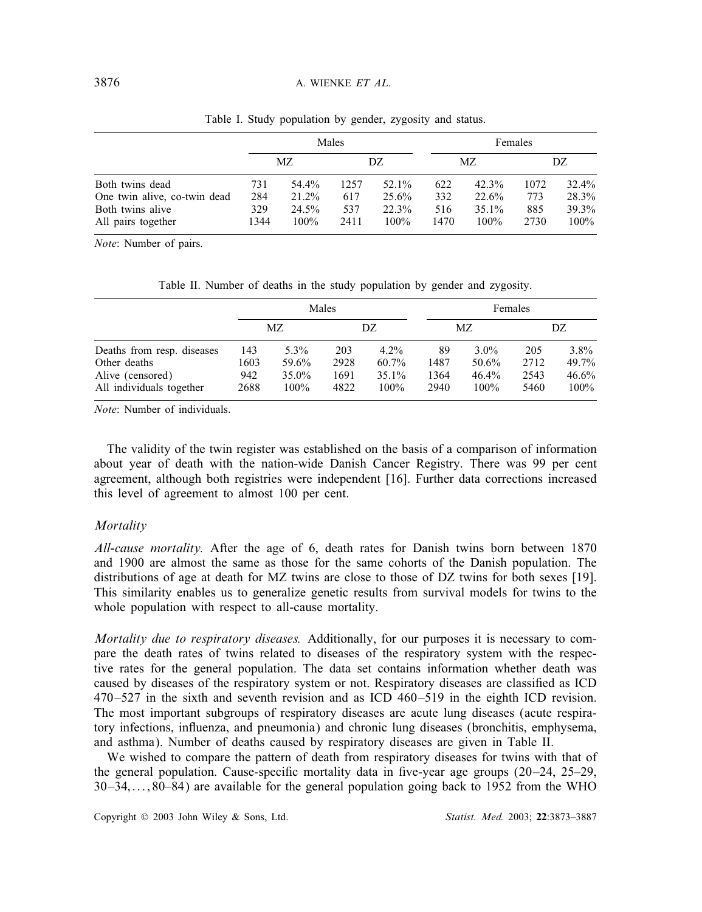Table I. Study population by gender, zygosity and status.

| | Males | | | | Females | | | |
|---|---|---|---|---|---|---|---|---|
| | MZ | | DZ | | MZ | | DZ | |
| Both twins dead | 731 | 54.4% | 1257 | 52.1% | 622 | 42.3% | 1072 | 32.4% |
| One twin alive, co-twin dead | 284 | 21.2% | 617 | 25.6% | 332 | 22.6% | 773 | 28.3% |
| Both twins alive | 329 | 24.5% | 537 | 22.3% | 516 | 35.1% | 885 | 39.3% |
| All pairs together | 1344 | 100% | 2411 | 100% | 1470 | 100% | 2730 | 100% |

*Note*: Number of pairs.

Table II. Number of deaths in the study population by gender and zygosity.

| | Males | | | | Females | | | |
|---|---|---|---|---|---|---|---|---|
| | MZ | | DZ | | MZ | | DZ | |
| Deaths from resp. diseases | 143 | 5.3% | 203 | 4.2% | 89 | 3.0% | 205 | 3.8% |
| Other deaths | 1603 | 59.6% | 2928 | 60.7% | 1487 | 50.6% | 2712 | 49.7% |
| Alive (censored) | 942 | 35.0% | 1691 | 35.1% | 1364 | 46.4% | 2543 | 46.6% |
| All individuals together | 2688 | 100% | 4822 | 100% | 2940 | 100% | 5460 | 100% |

*Note*: Number of individuals.

The validity of the twin register was established on the basis of a comparison of information about year of death with the nation-wide Danish Cancer Registry. There was 99 per cent agreement, although both registries were independent [16]. Further data corrections increased this level of agreement to almost 100 per cent.

### *Mortality*

*All-cause mortality.* After the age of 6, death rates for Danish twins born between 1870 and 1900 are almost the same as those for the same cohorts of the Danish population. The distributions of age at death for MZ twins are close to those of DZ twins for both sexes [19]. This similarity enables us to generalize genetic results from survival models for twins to the whole population with respect to all-cause mortality.

*Mortality due to respiratory diseases.* Additionally, for our purposes it is necessary to compare the death rates of twins related to diseases of the respiratory system with the respective rates for the general population. The data set contains information whether death was caused by diseases of the respiratory system or not. Respiratory diseases are classified as ICD 470–527 in the sixth and seventh revision and as ICD 460–519 in the eighth ICD revision. The most important subgroups of respiratory diseases are acute lung diseases (acute respiratory infections, influenza, and pneumonia) and chronic lung diseases (bronchitis, emphysema, and asthma). Number of deaths caused by respiratory diseases are given in Table II.

We wished to compare the pattern of death from respiratory diseases for twins with that of the general population. Cause-specific mortality data in five-year age groups (20–24, 25–29, 30–34, ..., 80–84) are available for the general population going back to 1952 from the WHO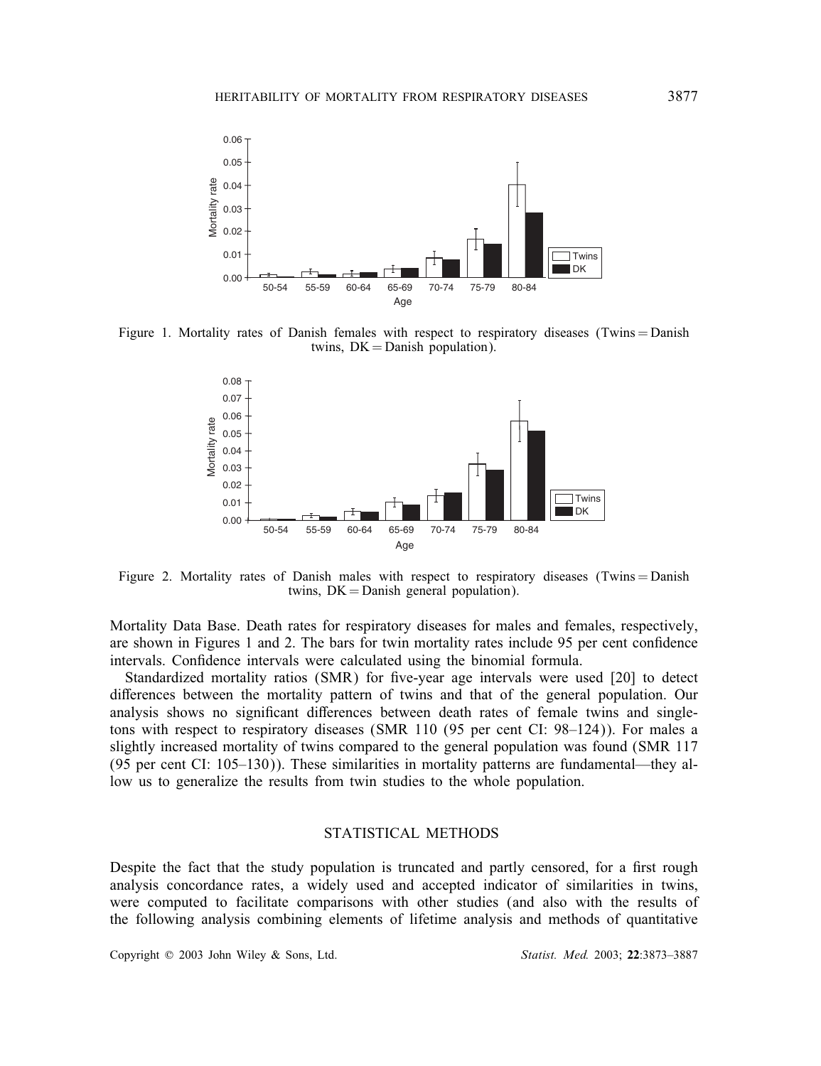Figure 1. Mortality rates of Danish females with respect to respiratory diseases (Twins = Danish twins, DK = Danish population).

Figure 2. Mortality rates of Danish males with respect to respiratory diseases (Twins = Danish twins, DK = Danish general population).

Mortality Data Base. Death rates for respiratory diseases for males and females, respectively, are shown in Figures 1 and 2. The bars for twin mortality rates include 95 per cent confidence intervals. Confidence intervals were calculated using the binomial formula.

Standardized mortality ratios (SMR) for five-year age intervals were used [20] to detect differences between the mortality pattern of twins and that of the general population. Our analysis shows no significant differences between death rates of female twins and singletons with respect to respiratory diseases (SMR 110 (95 per cent CI: 98–124)). For males a slightly increased mortality of twins compared to the general population was found (SMR 117 (95 per cent CI: 105–130)). These similarities in mortality patterns are fundamental—they allow us to generalize the results from twin studies to the whole population.

## STATISTICAL METHODS

Despite the fact that the study population is truncated and partly censored, for a first rough analysis concordance rates, a widely used and accepted indicator of similarities in twins, were computed to facilitate comparisons with other studies (and also with the results of the following analysis combining elements of lifetime analysis and methods of quantitative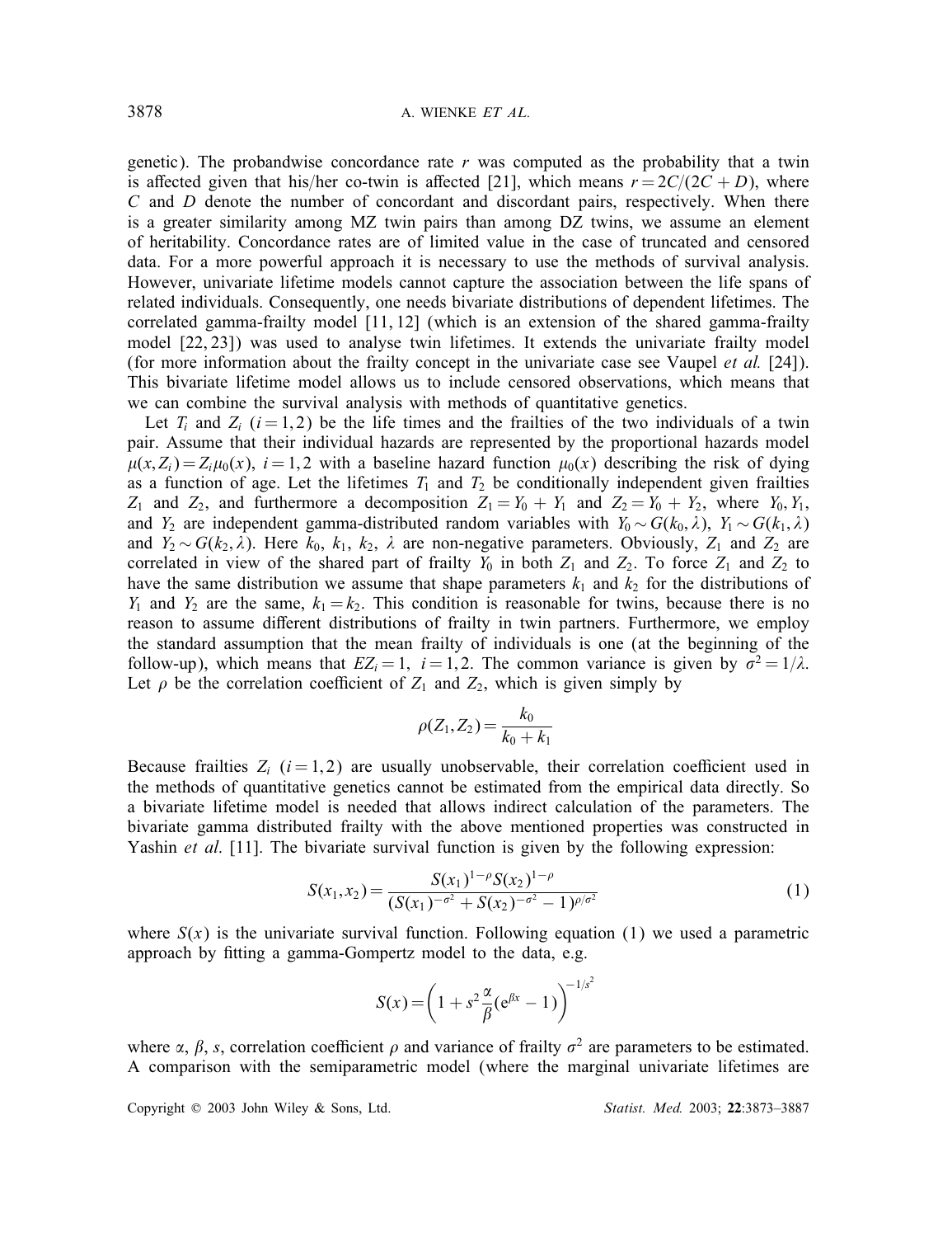genetic). The probandwise concordance rate $r$ was computed as the probability that a twin is affected given that his/her co-twin is affected [21], which means $r = 2C/(2C + D)$, where $C$ and $D$ denote the number of concordant and discordant pairs, respectively. When there is a greater similarity among MZ twin pairs than among DZ twins, we assume an element of heritability. Concordance rates are of limited value in the case of truncated and censored data. For a more powerful approach it is necessary to use the methods of survival analysis. However, univariate lifetime models cannot capture the association between the life spans of related individuals. Consequently, one needs bivariate distributions of dependent lifetimes. The correlated gamma-frailty model [11, 12] (which is an extension of the shared gamma-frailty model [22, 23]) was used to analyse twin lifetimes. It extends the univariate frailty model (for more information about the frailty concept in the univariate case see Vaupel *et al.* [24]). This bivariate lifetime model allows us to include censored observations, which means that we can combine the survival analysis with methods of quantitative genetics.

Let $T_i$ and $Z_i$ $(i = 1, 2)$ be the life times and the frailties of the two individuals of a twin pair. Assume that their individual hazards are represented by the proportional hazards model $\mu(x, Z_i) = Z_i \mu_0(x)$, $i = 1, 2$ with a baseline hazard function $\mu_0(x)$ describing the risk of dying as a function of age. Let the lifetimes $T_1$ and $T_2$ be conditionally independent given frailties $Z_1$ and $Z_2$, and furthermore a decomposition $Z_1 = Y_0 + Y_1$ and $Z_2 = Y_0 + Y_2$, where $Y_0, Y_1$, and $Y_2$ are independent gamma-distributed random variables with $Y_0 \sim G(k_0, \lambda)$, $Y_1 \sim G(k_1, \lambda)$ and $Y_2 \sim G(k_2, \lambda)$. Here $k_0$, $k_1$, $k_2$, $\lambda$ are non-negative parameters. Obviously, $Z_1$ and $Z_2$ are correlated in view of the shared part of frailty $Y_0$ in both $Z_1$ and $Z_2$. To force $Z_1$ and $Z_2$ to have the same distribution we assume that shape parameters $k_1$ and $k_2$ for the distributions of $Y_1$ and $Y_2$ are the same, $k_1 = k_2$. This condition is reasonable for twins, because there is no reason to assume different distributions of frailty in twin partners. Furthermore, we employ the standard assumption that the mean frailty of individuals is one (at the beginning of the follow-up), which means that $EZ_i = 1$, $i = 1, 2$. The common variance is given by $\sigma^2 = 1/\lambda$. Let $\rho$ be the correlation coefficient of $Z_1$ and $Z_2$, which is given simply by

$$\rho(Z_1, Z_2) = \frac{k_0}{k_0 + k_1}$$

Because frailties $Z_i$ $(i = 1, 2)$ are usually unobservable, their correlation coefficient used in the methods of quantitative genetics cannot be estimated from the empirical data directly. So a bivariate lifetime model is needed that allows indirect calculation of the parameters. The bivariate gamma distributed frailty with the above mentioned properties was constructed in Yashin *et al.* [11]. The bivariate survival function is given by the following expression:

$$S(x_1, x_2) = \frac{S(x_1)^{1-\rho} S(x_2)^{1-\rho}}{(S(x_1)^{-\sigma^2} + S(x_2)^{-\sigma^2} - 1)^{\rho/\sigma^2}} \tag{1}$$

where $S(x)$ is the univariate survival function. Following equation (1) we used a parametric approach by fitting a gamma-Gompertz model to the data, e.g.

$$S(x) = \left(1 + s^2 \frac{\alpha}{\beta}(\mathrm{e}^{\beta x} - 1)\right)^{-1/s^2}$$

where $\alpha$, $\beta$, $s$, correlation coefficient $\rho$ and variance of frailty $\sigma^2$ are parameters to be estimated. A comparison with the semiparametric model (where the marginal univariate lifetimes are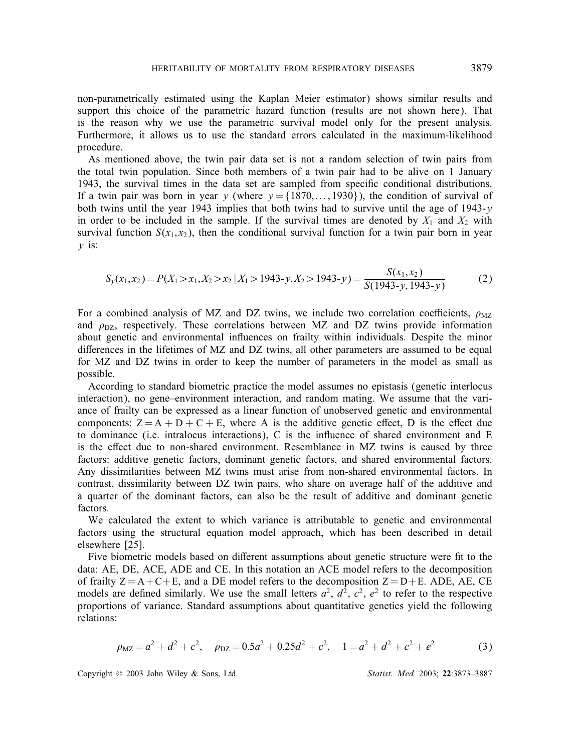non-parametrically estimated using the Kaplan Meier estimator) shows similar results and support this choice of the parametric hazard function (results are not shown here). That is the reason why we use the parametric survival model only for the present analysis. Furthermore, it allows us to use the standard errors calculated in the maximum-likelihood procedure.

As mentioned above, the twin pair data set is not a random selection of twin pairs from the total twin population. Since both members of a twin pair had to be alive on 1 January 1943, the survival times in the data set are sampled from specific conditional distributions. If a twin pair was born in year $y$ (where $y = \{1870, \ldots, 1930\}$), the condition of survival of both twins until the year 1943 implies that both twins had to survive until the age of 1943-$y$ in order to be included in the sample. If the survival times are denoted by $X_1$ and $X_2$ with survival function $S(x_1, x_2)$, then the conditional survival function for a twin pair born in year $y$ is:

$$S_y(x_1, x_2) = P(X_1 > x_1, X_2 > x_2 \mid X_1 > 1943\text{-}y, X_2 > 1943\text{-}y) = \frac{S(x_1, x_2)}{S(1943\text{-}y, 1943\text{-}y)} \tag{2}$$

For a combined analysis of MZ and DZ twins, we include two correlation coefficients, $\rho_{\text{MZ}}$ and $\rho_{\text{DZ}}$, respectively. These correlations between MZ and DZ twins provide information about genetic and environmental influences on frailty within individuals. Despite the minor differences in the lifetimes of MZ and DZ twins, all other parameters are assumed to be equal for MZ and DZ twins in order to keep the number of parameters in the model as small as possible.

According to standard biometric practice the model assumes no epistasis (genetic interlocus interaction), no gene–environment interaction, and random mating. We assume that the variance of frailty can be expressed as a linear function of unobserved genetic and environmental components: $Z = A + D + C + E$, where A is the additive genetic effect, D is the effect due to dominance (i.e. intralocus interactions), C is the influence of shared environment and E is the effect due to non-shared environment. Resemblance in MZ twins is caused by three factors: additive genetic factors, dominant genetic factors, and shared environmental factors. Any dissimilarities between MZ twins must arise from non-shared environmental factors. In contrast, dissimilarity between DZ twin pairs, who share on average half of the additive and a quarter of the dominant factors, can also be the result of additive and dominant genetic factors.

We calculated the extent to which variance is attributable to genetic and environmental factors using the structural equation model approach, which has been described in detail elsewhere [25].

Five biometric models based on different assumptions about genetic structure were fit to the data: AE, DE, ACE, ADE and CE. In this notation an ACE model refers to the decomposition of frailty $Z = A + C + E$, and a DE model refers to the decomposition $Z = D + E$. ADE, AE, CE models are defined similarly. We use the small letters $a^2$, $d^2$, $c^2$, $e^2$ to refer to the respective proportions of variance. Standard assumptions about quantitative genetics yield the following relations:

$$\rho_{\text{MZ}} = a^2 + d^2 + c^2, \quad \rho_{\text{DZ}} = 0.5a^2 + 0.25d^2 + c^2, \quad 1 = a^2 + d^2 + c^2 + e^2 \tag{3}$$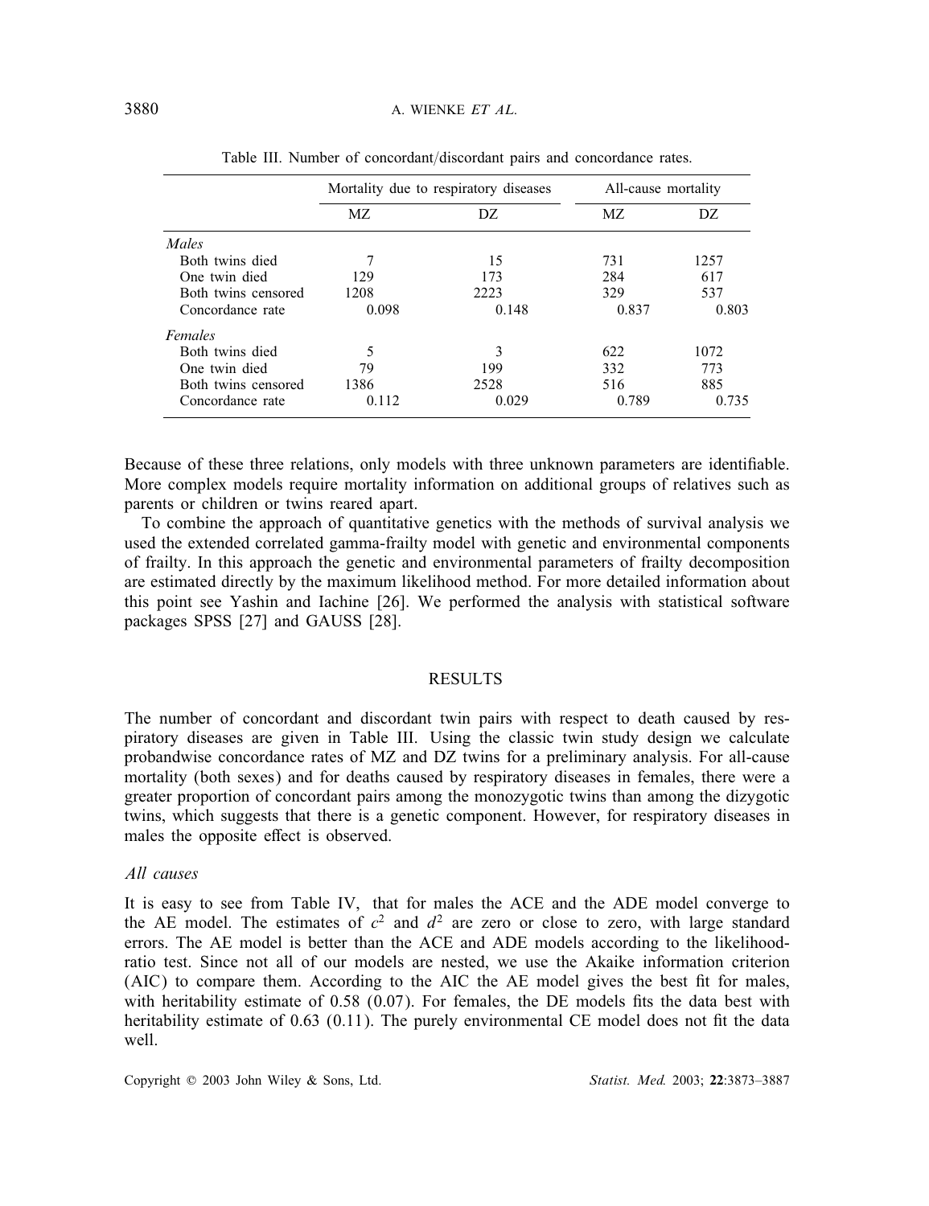Table III. Number of concordant/discordant pairs and concordance rates.

| | Mortality due to respiratory diseases | | All-cause mortality | |
|---|---|---|---|---|
| | MZ | DZ | MZ | DZ |
| *Males* | | | | |
| Both twins died | 7 | 15 | 731 | 1257 |
| One twin died | 129 | 173 | 284 | 617 |
| Both twins censored | 1208 | 2223 | 329 | 537 |
| Concordance rate | 0.098 | 0.148 | 0.837 | 0.803 |
| *Females* | | | | |
| Both twins died | 5 | 3 | 622 | 1072 |
| One twin died | 79 | 199 | 332 | 773 |
| Both twins censored | 1386 | 2528 | 516 | 885 |
| Concordance rate | 0.112 | 0.029 | 0.789 | 0.735 |

Because of these three relations, only models with three unknown parameters are identifiable. More complex models require mortality information on additional groups of relatives such as parents or children or twins reared apart.

To combine the approach of quantitative genetics with the methods of survival analysis we used the extended correlated gamma-frailty model with genetic and environmental components of frailty. In this approach the genetic and environmental parameters of frailty decomposition are estimated directly by the maximum likelihood method. For more detailed information about this point see Yashin and Iachine [26]. We performed the analysis with statistical software packages SPSS [27] and GAUSS [28].

## RESULTS

The number of concordant and discordant twin pairs with respect to death caused by respiratory diseases are given in Table III. Using the classic twin study design we calculate probandwise concordance rates of MZ and DZ twins for a preliminary analysis. For all-cause mortality (both sexes) and for deaths caused by respiratory diseases in females, there were a greater proportion of concordant pairs among the monozygotic twins than among the dizygotic twins, which suggests that there is a genetic component. However, for respiratory diseases in males the opposite effect is observed.

### *All causes*

It is easy to see from Table IV, that for males the ACE and the ADE model converge to the AE model. The estimates of $c^2$ and $d^2$ are zero or close to zero, with large standard errors. The AE model is better than the ACE and ADE models according to the likelihood-ratio test. Since not all of our models are nested, we use the Akaike information criterion (AIC) to compare them. According to the AIC the AE model gives the best fit for males, with heritability estimate of 0.58 (0.07). For females, the DE models fits the data best with heritability estimate of 0.63 (0.11). The purely environmental CE model does not fit the data well.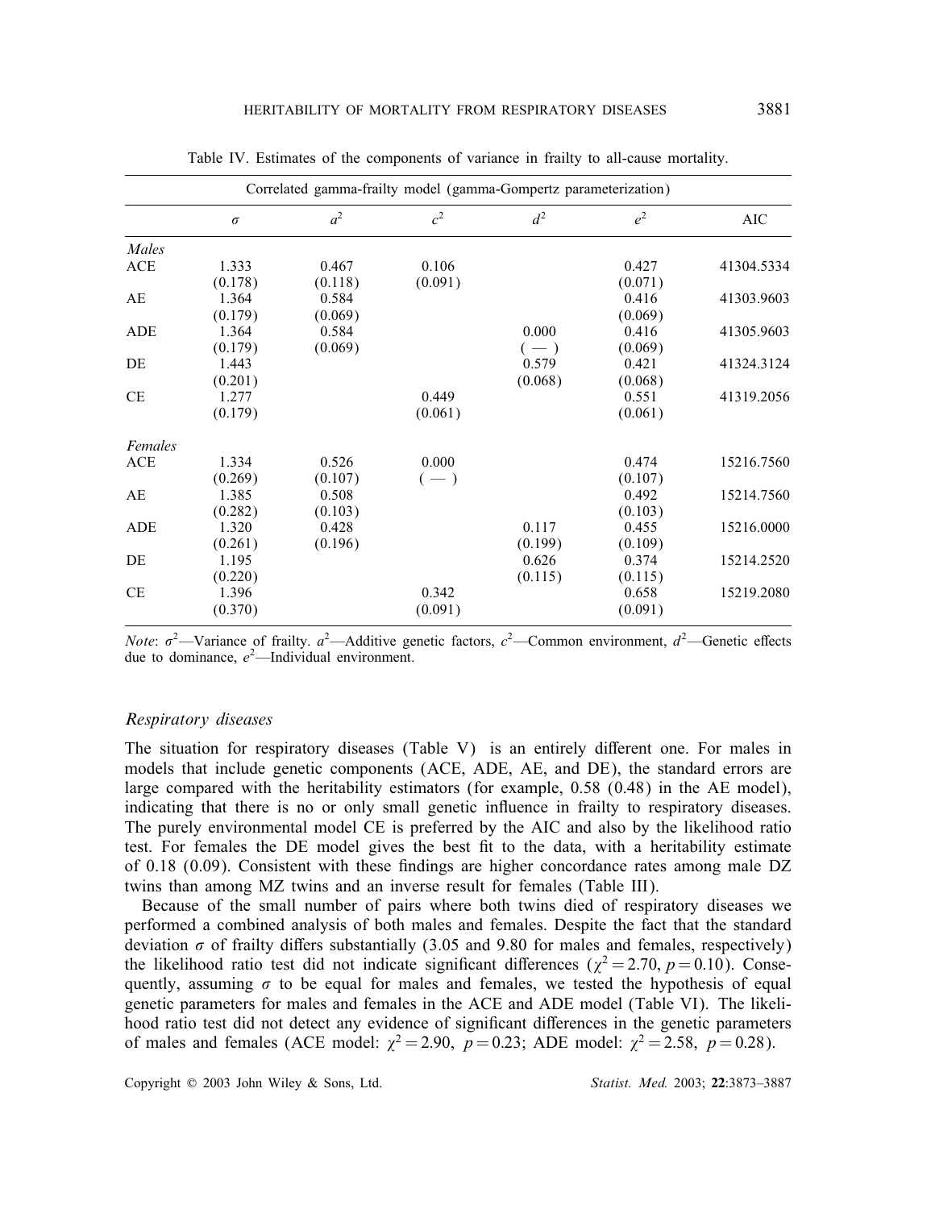Table IV. Estimates of the components of variance in frailty to all-cause mortality.

| Correlated gamma-frailty model (gamma-Gompertz parameterization) | | | | | | |
|---|---|---|---|---|---|---|
| | $\sigma$ | $a^2$ | $c^2$ | $d^2$ | $e^2$ | AIC |
| *Males* | | | | | | |
| ACE | 1.333 | 0.467 | 0.106 | | 0.427 | 41304.5334 |
| | (0.178) | (0.118) | (0.091) | | (0.071) | |
| AE | 1.364 | 0.584 | | | 0.416 | 41303.9603 |
| | (0.179) | (0.069) | | | (0.069) | |
| ADE | 1.364 | 0.584 | | 0.000 | 0.416 | 41305.9603 |
| | (0.179) | (0.069) | | ( — ) | (0.069) | |
| DE | 1.443 | | | 0.579 | 0.421 | 41324.3124 |
| | (0.201) | | | (0.068) | (0.068) | |
| CE | 1.277 | | 0.449 | | 0.551 | 41319.2056 |
| | (0.179) | | (0.061) | | (0.061) | |
| *Females* | | | | | | |
| ACE | 1.334 | 0.526 | 0.000 | | 0.474 | 15216.7560 |
| | (0.269) | (0.107) | ( — ) | | (0.107) | |
| AE | 1.385 | 0.508 | | | 0.492 | 15214.7560 |
| | (0.282) | (0.103) | | | (0.103) | |
| ADE | 1.320 | 0.428 | | 0.117 | 0.455 | 15216.0000 |
| | (0.261) | (0.196) | | (0.199) | (0.109) | |
| DE | 1.195 | | | 0.626 | 0.374 | 15214.2520 |
| | (0.220) | | | (0.115) | (0.115) | |
| CE | 1.396 | | 0.342 | | 0.658 | 15219.2080 |
| | (0.370) | | (0.091) | | (0.091) | |

*Note*: $\sigma^2$—Variance of frailty. $a^2$—Additive genetic factors, $c^2$—Common environment, $d^2$—Genetic effects due to dominance, $e^2$—Individual environment.

### *Respiratory diseases*

The situation for respiratory diseases (Table V) is an entirely different one. For males in models that include genetic components (ACE, ADE, AE, and DE), the standard errors are large compared with the heritability estimators (for example, 0.58 (0.48) in the AE model), indicating that there is no or only small genetic influence in frailty to respiratory diseases. The purely environmental model CE is preferred by the AIC and also by the likelihood ratio test. For females the DE model gives the best fit to the data, with a heritability estimate of 0.18 (0.09). Consistent with these findings are higher concordance rates among male DZ twins than among MZ twins and an inverse result for females (Table III).

Because of the small number of pairs where both twins died of respiratory diseases we performed a combined analysis of both males and females. Despite the fact that the standard deviation $\sigma$ of frailty differs substantially (3.05 and 9.80 for males and females, respectively) the likelihood ratio test did not indicate significant differences ($\chi^2 = 2.70$, $p = 0.10$). Consequently, assuming $\sigma$ to be equal for males and females, we tested the hypothesis of equal genetic parameters for males and females in the ACE and ADE model (Table VI). The likelihood ratio test did not detect any evidence of significant differences in the genetic parameters of males and females (ACE model: $\chi^2 = 2.90$, $p = 0.23$; ADE model: $\chi^2 = 2.58$, $p = 0.28$).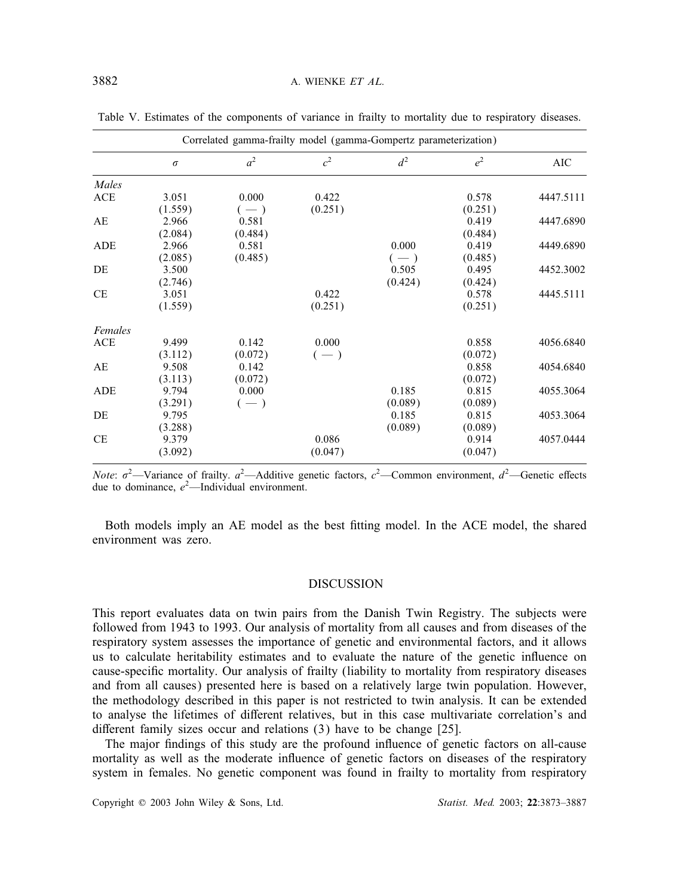Table V. Estimates of the components of variance in frailty to mortality due to respiratory diseases.

| Correlated gamma-frailty model (gamma-Gompertz parameterization) | | | | | | |
|---|---|---|---|---|---|---|
| | $\sigma$ | $a^2$ | $c^2$ | $d^2$ | $e^2$ | AIC |
| *Males* | | | | | | |
| ACE | 3.051 | 0.000 | 0.422 | | 0.578 | 4447.5111 |
| | (1.559) | ( — ) | (0.251) | | (0.251) | |
| AE | 2.966 | 0.581 | | | 0.419 | 4447.6890 |
| | (2.084) | (0.484) | | | (0.484) | |
| ADE | 2.966 | 0.581 | | 0.000 | 0.419 | 4449.6890 |
| | (2.085) | (0.485) | | ( — ) | (0.485) | |
| DE | 3.500 | | | 0.505 | 0.495 | 4452.3002 |
| | (2.746) | | | (0.424) | (0.424) | |
| CE | 3.051 | | 0.422 | | 0.578 | 4445.5111 |
| | (1.559) | | (0.251) | | (0.251) | |
| *Females* | | | | | | |
| ACE | 9.499 | 0.142 | 0.000 | | 0.858 | 4056.6840 |
| | (3.112) | (0.072) | ( — ) | | (0.072) | |
| AE | 9.508 | 0.142 | | | 0.858 | 4054.6840 |
| | (3.113) | (0.072) | | | (0.072) | |
| ADE | 9.794 | 0.000 | | 0.185 | 0.815 | 4055.3064 |
| | (3.291) | ( — ) | | (0.089) | (0.089) | |
| DE | 9.795 | | | 0.185 | 0.815 | 4053.3064 |
| | (3.288) | | | (0.089) | (0.089) | |
| CE | 9.379 | | 0.086 | | 0.914 | 4057.0444 |
| | (3.092) | | (0.047) | | (0.047) | |

*Note*: $\sigma^2$—Variance of frailty. $a^2$—Additive genetic factors, $c^2$—Common environment, $d^2$—Genetic effects due to dominance, $e^2$—Individual environment.

Both models imply an AE model as the best fitting model. In the ACE model, the shared environment was zero.

## DISCUSSION

This report evaluates data on twin pairs from the Danish Twin Registry. The subjects were followed from 1943 to 1993. Our analysis of mortality from all causes and from diseases of the respiratory system assesses the importance of genetic and environmental factors, and it allows us to calculate heritability estimates and to evaluate the nature of the genetic influence on cause-specific mortality. Our analysis of frailty (liability to mortality from respiratory diseases and from all causes) presented here is based on a relatively large twin population. However, the methodology described in this paper is not restricted to twin analysis. It can be extended to analyse the lifetimes of different relatives, but in this case multivariate correlation's and different family sizes occur and relations (3) have to be change [25].

The major findings of this study are the profound influence of genetic factors on all-cause mortality as well as the moderate influence of genetic factors on diseases of the respiratory system in females. No genetic component was found in frailty to mortality from respiratory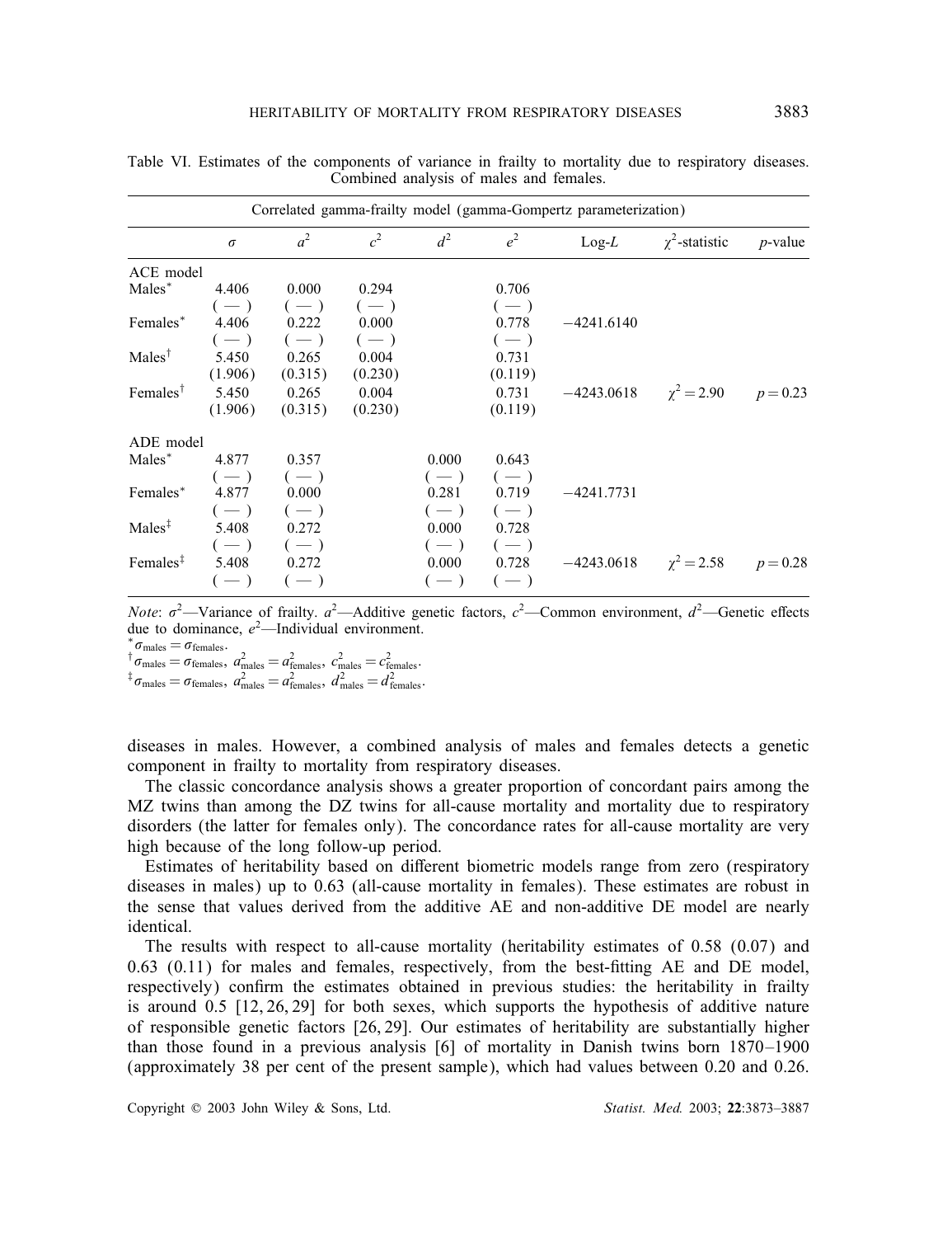Table VI. Estimates of the components of variance in frailty to mortality due to respiratory diseases. Combined analysis of males and females.

| Correlated gamma-frailty model (gamma-Gompertz parameterization) | | | | | | | | |
|---|---|---|---|---|---|---|---|---|
| | $\sigma$ | $a^2$ | $c^2$ | $d^2$ | $e^2$ | Log-$L$ | $\chi^2$-statistic | $p$-value |
| ACE model | | | | | | | | |
| Males* | 4.406 | 0.000 | 0.294 | | 0.706 | | | |
| | ( — ) | ( — ) | ( — ) | | ( — ) | | | |
| Females* | 4.406 | 0.222 | 0.000 | | 0.778 | −4241.6140 | | |
| | ( — ) | ( — ) | ( — ) | | ( — ) | | | |
| Males† | 5.450 | 0.265 | 0.004 | | 0.731 | | | |
| | (1.906) | (0.315) | (0.230) | | (0.119) | | | |
| Females† | 5.450 | 0.265 | 0.004 | | 0.731 | −4243.0618 | $\chi^2 = 2.90$ | $p = 0.23$ |
| | (1.906) | (0.315) | (0.230) | | (0.119) | | | |
| ADE model | | | | | | | | |
| Males* | 4.877 | 0.357 | | 0.000 | 0.643 | | | |
| | ( — ) | ( — ) | | ( — ) | ( — ) | | | |
| Females* | 4.877 | 0.000 | | 0.281 | 0.719 | −4241.7731 | | |
| | ( — ) | ( — ) | | ( — ) | ( — ) | | | |
| Males‡ | 5.408 | 0.272 | | 0.000 | 0.728 | | | |
| | ( — ) | ( — ) | | ( — ) | ( — ) | | | |
| Females‡ | 5.408 | 0.272 | | 0.000 | 0.728 | −4243.0618 | $\chi^2 = 2.58$ | $p = 0.28$ |
| | ( — ) | ( — ) | | ( — ) | ( — ) | | | |

*Note*: $\sigma^2$—Variance of frailty. $a^2$—Additive genetic factors, $c^2$—Common environment, $d^2$—Genetic effects due to dominance, $e^2$—Individual environment.

\* $\sigma_{\text{males}} = \sigma_{\text{females}}$.

† $\sigma_{\text{males}} = \sigma_{\text{females}}$, $a^2_{\text{males}} = a^2_{\text{females}}$, $c^2_{\text{males}} = c^2_{\text{females}}$.

‡ $\sigma_{\text{males}} = \sigma_{\text{females}}$, $a^2_{\text{males}} = a^2_{\text{females}}$, $d^2_{\text{males}} = d^2_{\text{females}}$.

diseases in males. However, a combined analysis of males and females detects a genetic component in frailty to mortality from respiratory diseases.

The classic concordance analysis shows a greater proportion of concordant pairs among the MZ twins than among the DZ twins for all-cause mortality and mortality due to respiratory disorders (the latter for females only). The concordance rates for all-cause mortality are very high because of the long follow-up period.

Estimates of heritability based on different biometric models range from zero (respiratory diseases in males) up to 0.63 (all-cause mortality in females). These estimates are robust in the sense that values derived from the additive AE and non-additive DE model are nearly identical.

The results with respect to all-cause mortality (heritability estimates of 0.58 (0.07) and 0.63 (0.11) for males and females, respectively, from the best-fitting AE and DE model, respectively) confirm the estimates obtained in previous studies: the heritability in frailty is around 0.5 [12, 26, 29] for both sexes, which supports the hypothesis of additive nature of responsible genetic factors [26, 29]. Our estimates of heritability are substantially higher than those found in a previous analysis [6] of mortality in Danish twins born 1870–1900 (approximately 38 per cent of the present sample), which had values between 0.20 and 0.26.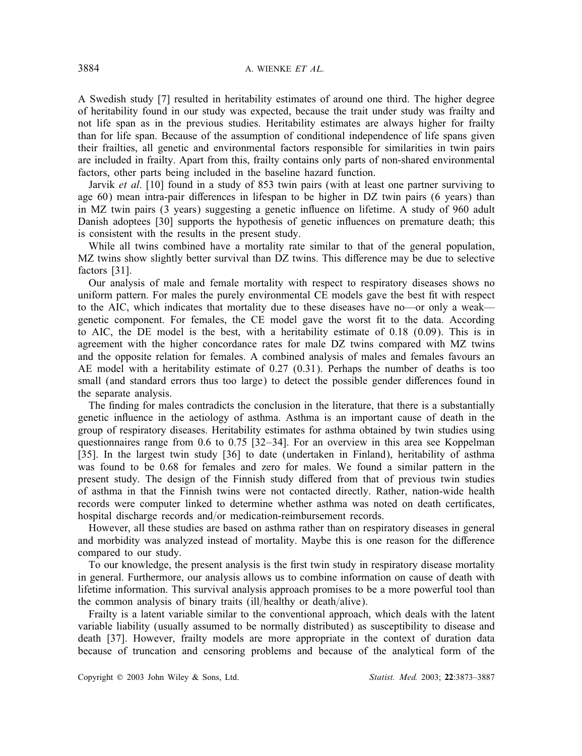A Swedish study [7] resulted in heritability estimates of around one third. The higher degree of heritability found in our study was expected, because the trait under study was frailty and not life span as in the previous studies. Heritability estimates are always higher for frailty than for life span. Because of the assumption of conditional independence of life spans given their frailties, all genetic and environmental factors responsible for similarities in twin pairs are included in frailty. Apart from this, frailty contains only parts of non-shared environmental factors, other parts being included in the baseline hazard function.

Jarvik *et al*. [10] found in a study of 853 twin pairs (with at least one partner surviving to age 60) mean intra-pair differences in lifespan to be higher in DZ twin pairs (6 years) than in MZ twin pairs (3 years) suggesting a genetic influence on lifetime. A study of 960 adult Danish adoptees [30] supports the hypothesis of genetic influences on premature death; this is consistent with the results in the present study.

While all twins combined have a mortality rate similar to that of the general population, MZ twins show slightly better survival than DZ twins. This difference may be due to selective factors [31].

Our analysis of male and female mortality with respect to respiratory diseases shows no uniform pattern. For males the purely environmental CE models gave the best fit with respect to the AIC, which indicates that mortality due to these diseases have no—or only a weak—genetic component. For females, the CE model gave the worst fit to the data. According to AIC, the DE model is the best, with a heritability estimate of 0.18 (0.09). This is in agreement with the higher concordance rates for male DZ twins compared with MZ twins and the opposite relation for females. A combined analysis of males and females favours an AE model with a heritability estimate of 0.27 (0.31). Perhaps the number of deaths is too small (and standard errors thus too large) to detect the possible gender differences found in the separate analysis.

The finding for males contradicts the conclusion in the literature, that there is a substantially genetic influence in the aetiology of asthma. Asthma is an important cause of death in the group of respiratory diseases. Heritability estimates for asthma obtained by twin studies using questionnaires range from 0.6 to 0.75 [32–34]. For an overview in this area see Koppelman [35]. In the largest twin study [36] to date (undertaken in Finland), heritability of asthma was found to be 0.68 for females and zero for males. We found a similar pattern in the present study. The design of the Finnish study differed from that of previous twin studies of asthma in that the Finnish twins were not contacted directly. Rather, nation-wide health records were computer linked to determine whether asthma was noted on death certificates, hospital discharge records and/or medication-reimbursement records.

However, all these studies are based on asthma rather than on respiratory diseases in general and morbidity was analyzed instead of mortality. Maybe this is one reason for the difference compared to our study.

To our knowledge, the present analysis is the first twin study in respiratory disease mortality in general. Furthermore, our analysis allows us to combine information on cause of death with lifetime information. This survival analysis approach promises to be a more powerful tool than the common analysis of binary traits (ill/healthy or death/alive).

Frailty is a latent variable similar to the conventional approach, which deals with the latent variable liability (usually assumed to be normally distributed) as susceptibility to disease and death [37]. However, frailty models are more appropriate in the context of duration data because of truncation and censoring problems and because of the analytical form of the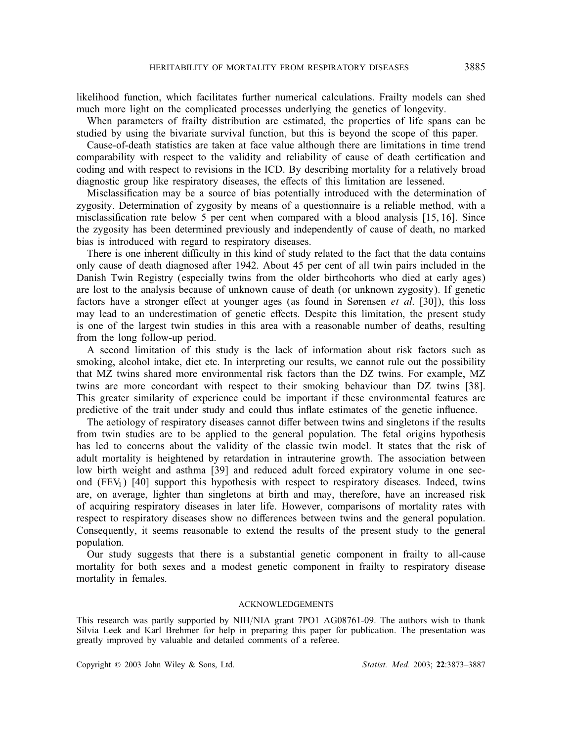likelihood function, which facilitates further numerical calculations. Frailty models can shed much more light on the complicated processes underlying the genetics of longevity.

When parameters of frailty distribution are estimated, the properties of life spans can be studied by using the bivariate survival function, but this is beyond the scope of this paper.

Cause-of-death statistics are taken at face value although there are limitations in time trend comparability with respect to the validity and reliability of cause of death certification and coding and with respect to revisions in the ICD. By describing mortality for a relatively broad diagnostic group like respiratory diseases, the effects of this limitation are lessened.

Misclassification may be a source of bias potentially introduced with the determination of zygosity. Determination of zygosity by means of a questionnaire is a reliable method, with a misclassification rate below 5 per cent when compared with a blood analysis [15, 16]. Since the zygosity has been determined previously and independently of cause of death, no marked bias is introduced with regard to respiratory diseases.

There is one inherent difficulty in this kind of study related to the fact that the data contains only cause of death diagnosed after 1942. About 45 per cent of all twin pairs included in the Danish Twin Registry (especially twins from the older birthcohorts who died at early ages) are lost to the analysis because of unknown cause of death (or unknown zygosity). If genetic factors have a stronger effect at younger ages (as found in Sørensen *et al*. [30]), this loss may lead to an underestimation of genetic effects. Despite this limitation, the present study is one of the largest twin studies in this area with a reasonable number of deaths, resulting from the long follow-up period.

A second limitation of this study is the lack of information about risk factors such as smoking, alcohol intake, diet etc. In interpreting our results, we cannot rule out the possibility that MZ twins shared more environmental risk factors than the DZ twins. For example, MZ twins are more concordant with respect to their smoking behaviour than DZ twins [38]. This greater similarity of experience could be important if these environmental features are predictive of the trait under study and could thus inflate estimates of the genetic influence.

The aetiology of respiratory diseases cannot differ between twins and singletons if the results from twin studies are to be applied to the general population. The fetal origins hypothesis has led to concerns about the validity of the classic twin model. It states that the risk of adult mortality is heightened by retardation in intrauterine growth. The association between low birth weight and asthma [39] and reduced adult forced expiratory volume in one second ($FEV_1$) [40] support this hypothesis with respect to respiratory diseases. Indeed, twins are, on average, lighter than singletons at birth and may, therefore, have an increased risk of acquiring respiratory diseases in later life. However, comparisons of mortality rates with respect to respiratory diseases show no differences between twins and the general population. Consequently, it seems reasonable to extend the results of the present study to the general population.

Our study suggests that there is a substantial genetic component in frailty to all-cause mortality for both sexes and a modest genetic component in frailty to respiratory disease mortality in females.

## ACKNOWLEDGEMENTS

This research was partly supported by NIH/NIA grant 7PO1 AG08761-09. The authors wish to thank Silvia Leek and Karl Brehmer for help in preparing this paper for publication. The presentation was greatly improved by valuable and detailed comments of a referee.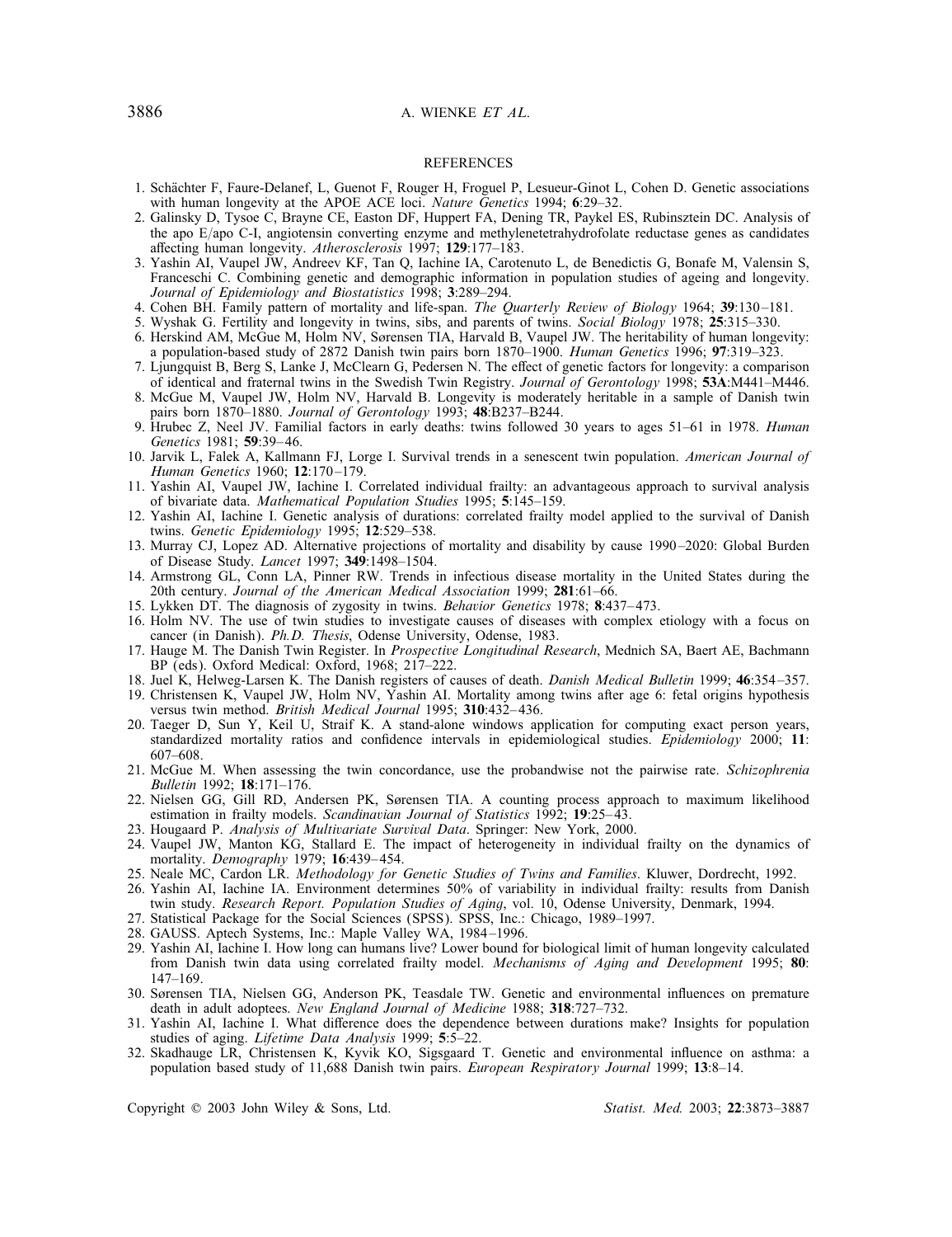## REFERENCES

1. Schächter F, Faure-Delanef, L, Guenot F, Rouger H, Froguel P, Lesueur-Ginot L, Cohen D. Genetic associations with human longevity at the APOE ACE loci. *Nature Genetics* 1994; **6**:29–32.
2. Galinsky D, Tysoe C, Brayne CE, Easton DF, Huppert FA, Dening TR, Paykel ES, Rubinsztein DC. Analysis of the apo E/apo C-I, angiotensin converting enzyme and methylenetetrahydrofolate reductase genes as candidates affecting human longevity. *Atherosclerosis* 1997; **129**:177–183.
3. Yashin AI, Vaupel JW, Andreev KF, Tan Q, Iachine IA, Carotenuto L, de Benedictis G, Bonafe M, Valensin S, Franceschi C. Combining genetic and demographic information in population studies of ageing and longevity. *Journal of Epidemiology and Biostatistics* 1998; **3**:289–294.
4. Cohen BH. Family pattern of mortality and life-span. *The Quarterly Review of Biology* 1964; **39**:130–181.
5. Wyshak G. Fertility and longevity in twins, sibs, and parents of twins. *Social Biology* 1978; **25**:315–330.
6. Herskind AM, McGue M, Holm NV, Sørensen TIA, Harvald B, Vaupel JW. The heritability of human longevity: a population-based study of 2872 Danish twin pairs born 1870–1900. *Human Genetics* 1996; **97**:319–323.
7. Ljungquist B, Berg S, Lanke J, McClearn G, Pedersen N. The effect of genetic factors for longevity: a comparison of identical and fraternal twins in the Swedish Twin Registry. *Journal of Gerontology* 1998; **53A**:M441–M446.
8. McGue M, Vaupel JW, Holm NV, Harvald B. Longevity is moderately heritable in a sample of Danish twin pairs born 1870–1880. *Journal of Gerontology* 1993; **48**:B237–B244.
9. Hrubec Z, Neel JV. Familial factors in early deaths: twins followed 30 years to ages 51–61 in 1978. *Human Genetics* 1981; **59**:39–46.
10. Jarvik L, Falek A, Kallmann FJ, Lorge I. Survival trends in a senescent twin population. *American Journal of Human Genetics* 1960; **12**:170–179.
11. Yashin AI, Vaupel JW, Iachine I. Correlated individual frailty: an advantageous approach to survival analysis of bivariate data. *Mathematical Population Studies* 1995; **5**:145–159.
12. Yashin AI, Iachine I. Genetic analysis of durations: correlated frailty model applied to the survival of Danish twins. *Genetic Epidemiology* 1995; **12**:529–538.
13. Murray CJ, Lopez AD. Alternative projections of mortality and disability by cause 1990–2020: Global Burden of Disease Study. *Lancet* 1997; **349**:1498–1504.
14. Armstrong GL, Conn LA, Pinner RW. Trends in infectious disease mortality in the United States during the 20th century. *Journal of the American Medical Association* 1999; **281**:61–66.
15. Lykken DT. The diagnosis of zygosity in twins. *Behavior Genetics* 1978; **8**:437–473.
16. Holm NV. The use of twin studies to investigate causes of diseases with complex etiology with a focus on cancer (in Danish). *Ph.D. Thesis*, Odense University, Odense, 1983.
17. Hauge M. The Danish Twin Register. In *Prospective Longitudinal Research*, Mednich SA, Baert AE, Bachmann BP (eds). Oxford Medical: Oxford, 1968; 217–222.
18. Juel K, Helweg-Larsen K. The Danish registers of causes of death. *Danish Medical Bulletin* 1999; **46**:354–357.
19. Christensen K, Vaupel JW, Holm NV, Yashin AI. Mortality among twins after age 6: fetal origins hypothesis versus twin method. *British Medical Journal* 1995; **310**:432–436.
20. Taeger D, Sun Y, Keil U, Straif K. A stand-alone windows application for computing exact person years, standardized mortality ratios and confidence intervals in epidemiological studies. *Epidemiology* 2000; **11**: 607–608.
21. McGue M. When assessing the twin concordance, use the probandwise not the pairwise rate. *Schizophrenia Bulletin* 1992; **18**:171–176.
22. Nielsen GG, Gill RD, Andersen PK, Sørensen TIA. A counting process approach to maximum likelihood estimation in frailty models. *Scandinavian Journal of Statistics* 1992; **19**:25–43.
23. Hougaard P. *Analysis of Multivariate Survival Data*. Springer: New York, 2000.
24. Vaupel JW, Manton KG, Stallard E. The impact of heterogeneity in individual frailty on the dynamics of mortality. *Demography* 1979; **16**:439–454.
25. Neale MC, Cardon LR. *Methodology for Genetic Studies of Twins and Families*. Kluwer, Dordrecht, 1992.
26. Yashin AI, Iachine IA. Environment determines 50% of variability in individual frailty: results from Danish twin study. *Research Report. Population Studies of Aging*, vol. 10, Odense University, Denmark, 1994.
27. Statistical Package for the Social Sciences (SPSS). SPSS, Inc.: Chicago, 1989–1997.
28. GAUSS. Aptech Systems, Inc.: Maple Valley WA, 1984–1996.
29. Yashin AI, Iachine I. How long can humans live? Lower bound for biological limit of human longevity calculated from Danish twin data using correlated frailty model. *Mechanisms of Aging and Development* 1995; **80**: 147–169.
30. Sørensen TIA, Nielsen GG, Anderson PK, Teasdale TW. Genetic and environmental influences on premature death in adult adoptees. *New England Journal of Medicine* 1988; **318**:727–732.
31. Yashin AI, Iachine I. What difference does the dependence between durations make? Insights for population studies of aging. *Lifetime Data Analysis* 1999; **5**:5–22.
32. Skadhauge LR, Christensen K, Kyvik KO, Sigsgaard T. Genetic and environmental influence on asthma: a population based study of 11,688 Danish twin pairs. *European Respiratory Journal* 1999; **13**:8–14.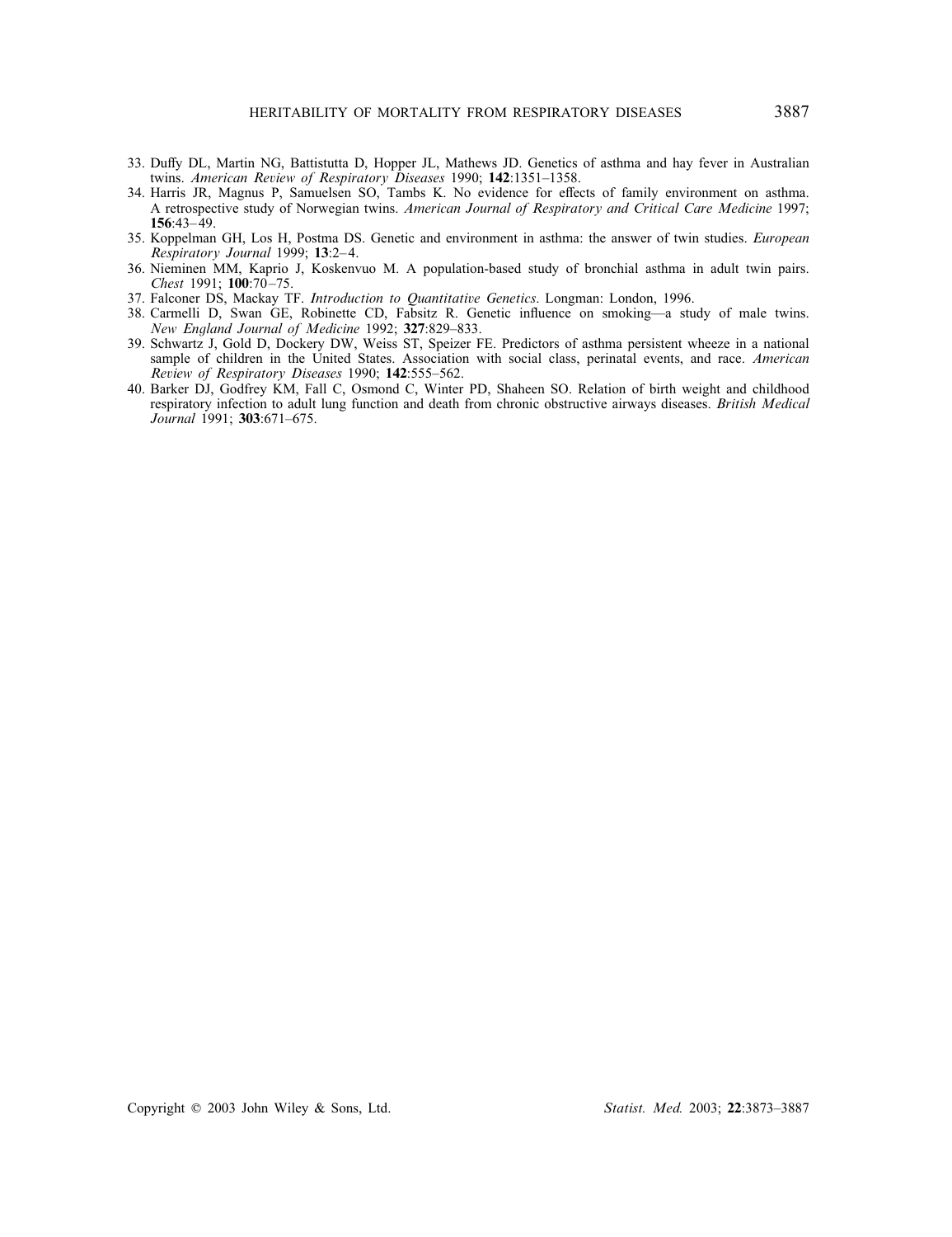33. Duffy DL, Martin NG, Battistutta D, Hopper JL, Mathews JD. Genetics of asthma and hay fever in Australian twins. *American Review of Respiratory Diseases* 1990; **142**:1351–1358.
34. Harris JR, Magnus P, Samuelsen SO, Tambs K. No evidence for effects of family environment on asthma. A retrospective study of Norwegian twins. *American Journal of Respiratory and Critical Care Medicine* 1997; **156**:43–49.
35. Koppelman GH, Los H, Postma DS. Genetic and environment in asthma: the answer of twin studies. *European Respiratory Journal* 1999; **13**:2–4.
36. Nieminen MM, Kaprio J, Koskenvuo M. A population-based study of bronchial asthma in adult twin pairs. *Chest* 1991; **100**:70–75.
37. Falconer DS, Mackay TF. *Introduction to Quantitative Genetics*. Longman: London, 1996.
38. Carmelli D, Swan GE, Robinette CD, Fabsitz R. Genetic influence on smoking—a study of male twins. *New England Journal of Medicine* 1992; **327**:829–833.
39. Schwartz J, Gold D, Dockery DW, Weiss ST, Speizer FE. Predictors of asthma persistent wheeze in a national sample of children in the United States. Association with social class, perinatal events, and race. *American Review of Respiratory Diseases* 1990; **142**:555–562.
40. Barker DJ, Godfrey KM, Fall C, Osmond C, Winter PD, Shaheen SO. Relation of birth weight and childhood respiratory infection to adult lung function and death from chronic obstructive airways diseases. *British Medical Journal* 1991; **303**:671–675.